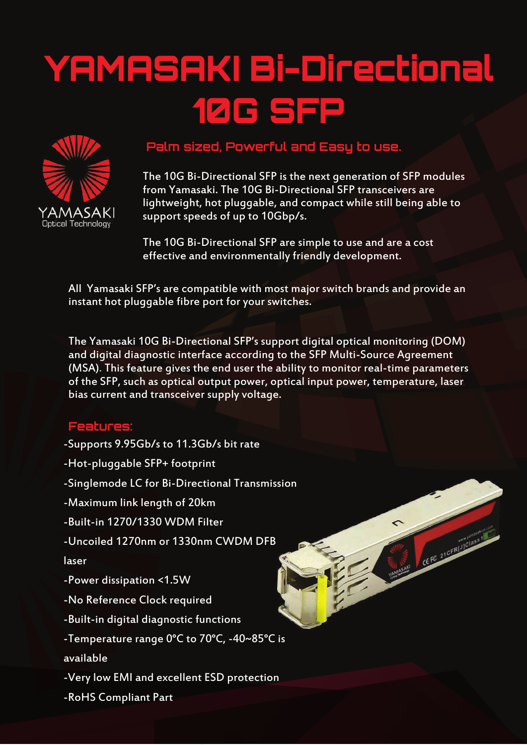# YAMASAKI Bi-Directional 10G SFP

YAMASAKI
Optical Technology

## Palm sized, Powerful and Easy to use.

The 10G Bi-Directional SFP is the next generation of SFP modules from Yamasaki. The 10G Bi-Directional SFP transceivers are lightweight, hot pluggable, and compact while still being able to support speeds of up to 10Gbp/s.

The 10G Bi-Directional SFP are simple to use and are a cost effective and environmentally friendly development.

All Yamasaki SFP's are compatible with most major switch brands and provide an instant hot pluggable fibre port for your switches.

The Yamasaki 10G Bi-Directional SFP's support digital optical monitoring (DOM) and digital diagnostic interface according to the SFP Multi-Source Agreement (MSA). This feature gives the end user the ability to monitor real-time parameters of the SFP, such as optical output power, optical input power, temperature, laser bias current and transceiver supply voltage.

## Features:

-Supports 9.95Gb/s to 11.3Gb/s bit rate

-Hot-pluggable SFP+ footprint

-Singlemode LC for Bi-Directional Transmission

-Maximum link length of 20km

-Built-in 1270/1330 WDM Filter

-Uncoiled 1270nm or 1330nm CWDM DFB laser

-Power dissipation <1.5W

-No Reference Clock required

-Built-in digital diagnostic functions

-Temperature range 0°C to 70°C, -40~85°C is available

-Very low EMI and excellent ESD protection

-RoHS Compliant Part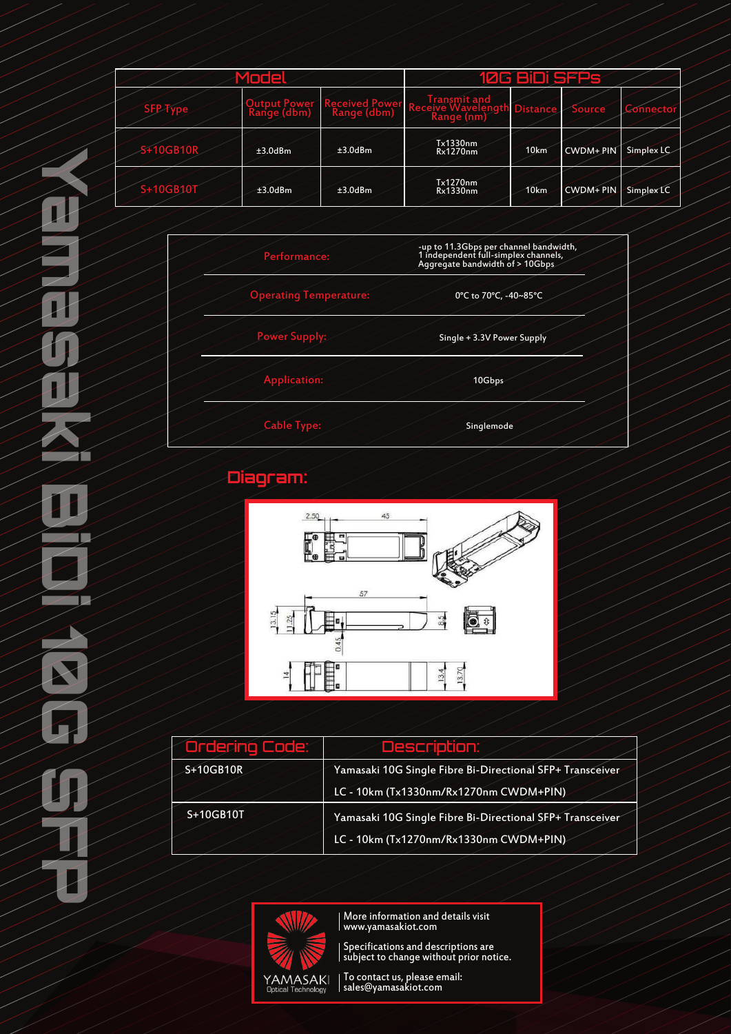# Yamasaki BiDi 10G SFP

| Model | | | 10G BiDi SFPs | | | |
|---|---|---|---|---|---|---|
| SFP Type | Output Power Range (dbm) | Received Power Range (dbm) | Transmit and Receive Wavelength Range (nm) | Distance | Source | Connector |
| S+10GB10R | ±3.0dBm | ±3.0dBm | Tx1330nm Rx1270nm | 10km | CWDM+ PIN | Simplex LC |
| S+10GB10T | ±3.0dBm | ±3.0dBm | Tx1270nm Rx1330nm | 10km | CWDM+ PIN | Simplex LC |

| | |
|---|---|
| Performance: | -up to 11.3Gbps per channel bandwidth, 1 independent full-simplex channels, Aggregate bandwidth of > 10Gbps |
| Operating Temperature: | 0°C to 70°C, -40~85°C |
| Power Supply: | Single + 3.3V Power Supply |
| Application: | 10Gbps |
| Cable Type: | Singlemode |

## Diagram:

2.50
45
57
13.15
11.25
0.45
8.5
14
13.4
13.70

| Ordering Code: | Description: |
|---|---|
| S+10GB10R | Yamasaki 10G Single Fibre Bi-Directional SFP+ Transceiver LC - 10km (Tx1330nm/Rx1270nm CWDM+PIN) |
| S+10GB10T | Yamasaki 10G Single Fibre Bi-Directional SFP+ Transceiver LC - 10km (Tx1270nm/Rx1330nm CWDM+PIN) |

YAMASAKI
Optical Technology

More information and details visit
www.yamasakiot.com

Specifications and descriptions are subject to change without prior notice.

To contact us, please email:
sales@yamasakiot.com